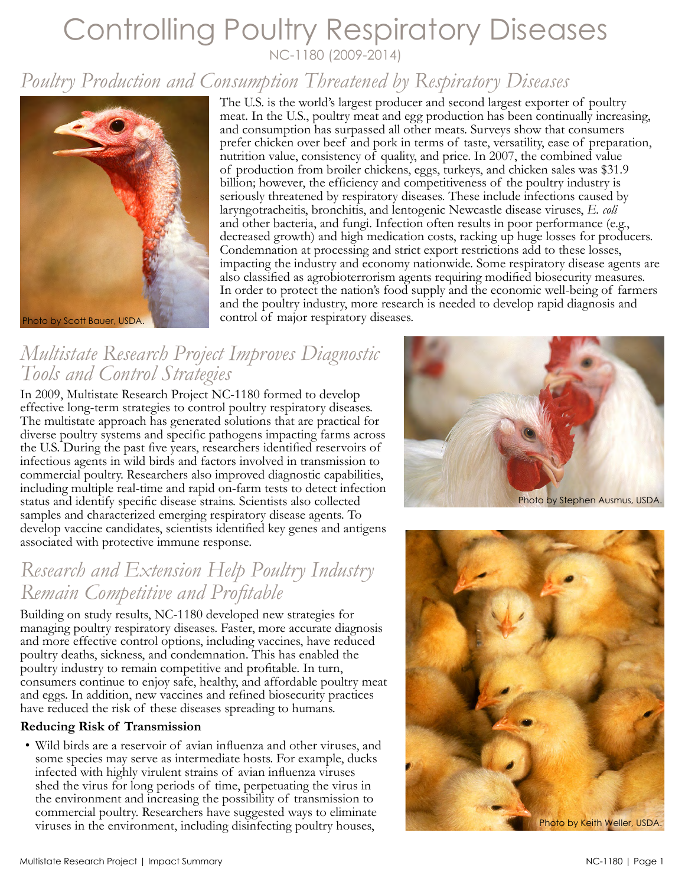# Controlling Poultry Respiratory Diseases

NC-1180 (2009-2014)

## *Poultry Production and Consumption Threatened by Respiratory Diseases*

Photo by Scott Bauer, USDA.

The U.S. is the world's largest producer and second largest exporter of poultry meat. In the U.S., poultry meat and egg production has been continually increasing, and consumption has surpassed all other meats. Surveys show that consumers prefer chicken over beef and pork in terms of taste, versatility, ease of preparation, nutrition value, consistency of quality, and price. In 2007, the combined value of production from broiler chickens, eggs, turkeys, and chicken sales was $31.9 billion; however, the efficiency and competitiveness of the poultry industry is seriously threatened by respiratory diseases. These include infections caused by laryngotracheitis, bronchitis, and lentogenic Newcastle disease viruses, *E. coli* and other bacteria, and fungi. Infection often results in poor performance (e.g., decreased growth) and high medication costs, racking up huge losses for producers. Condemnation at processing and strict export restrictions add to these losses, impacting the industry and economy nationwide. Some respiratory disease agents are also classified as agrobioterrorism agents requiring modified biosecurity measures. In order to protect the nation's food supply and the economic well-being of farmers and the poultry industry, more research is needed to develop rapid diagnosis and control of major respiratory diseases.

## *Multistate Research Project Improves Diagnostic Tools and Control Strategies*

In 2009, Multistate Research Project NC-1180 formed to develop effective long-term strategies to control poultry respiratory diseases. The multistate approach has generated solutions that are practical for diverse poultry systems and specific pathogens impacting farms across the U.S. During the past five years, researchers identified reservoirs of infectious agents in wild birds and factors involved in transmission to commercial poultry. Researchers also improved diagnostic capabilities, including multiple real-time and rapid on-farm tests to detect infection status and identify specific disease strains. Scientists also collected samples and characterized emerging respiratory disease agents. To develop vaccine candidates, scientists identified key genes and antigens associated with protective immune response.

Photo by Stephen Ausmus, USDA.

## *Research and Extension Help Poultry Industry Remain Competitive and Profitable*

Building on study results, NC-1180 developed new strategies for managing poultry respiratory diseases. Faster, more accurate diagnosis and more effective control options, including vaccines, have reduced poultry deaths, sickness, and condemnation. This has enabled the poultry industry to remain competitive and profitable. In turn, consumers continue to enjoy safe, healthy, and affordable poultry meat and eggs. In addition, new vaccines and refined biosecurity practices have reduced the risk of these diseases spreading to humans.

Photo by Keith Weller, USDA.

### Reducing Risk of Transmission

- Wild birds are a reservoir of avian influenza and other viruses, and some species may serve as intermediate hosts. For example, ducks infected with highly virulent strains of avian influenza viruses shed the virus for long periods of time, perpetuating the virus in the environment and increasing the possibility of transmission to commercial poultry. Researchers have suggested ways to eliminate viruses in the environment, including disinfecting poultry houses,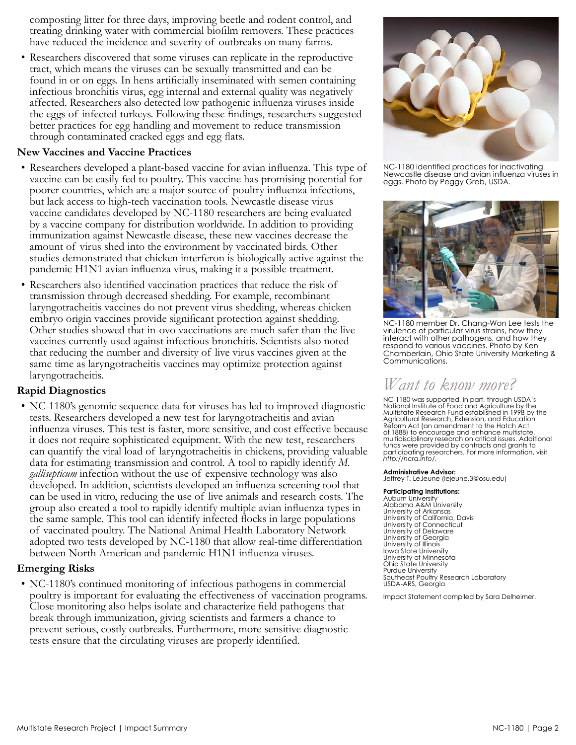composting litter for three days, improving beetle and rodent control, and treating drinking water with commercial biofilm removers. These practices have reduced the incidence and severity of outbreaks on many farms.

- Researchers discovered that some viruses can replicate in the reproductive tract, which means the viruses can be sexually transmitted and can be found in or on eggs. In hens artificially inseminated with semen containing infectious bronchitis virus, egg internal and external quality was negatively affected. Researchers also detected low pathogenic influenza viruses inside the eggs of infected turkeys. Following these findings, researchers suggested better practices for egg handling and movement to reduce transmission through contaminated cracked eggs and egg flats.

### New Vaccines and Vaccine Practices

- Researchers developed a plant-based vaccine for avian influenza. This type of vaccine can be easily fed to poultry. This vaccine has promising potential for poorer countries, which are a major source of poultry influenza infections, but lack access to high-tech vaccination tools. Newcastle disease virus vaccine candidates developed by NC-1180 researchers are being evaluated by a vaccine company for distribution worldwide. In addition to providing immunization against Newcastle disease, these new vaccines decrease the amount of virus shed into the environment by vaccinated birds. Other studies demonstrated that chicken interferon is biologically active against the pandemic H1N1 avian influenza virus, making it a possible treatment.
- Researchers also identified vaccination practices that reduce the risk of transmission through decreased shedding. For example, recombinant laryngotracheitis vaccines do not prevent virus shedding, whereas chicken embryo origin vaccines provide significant protection against shedding. Other studies showed that in-ovo vaccinations are much safer than the live vaccines currently used against infectious bronchitis. Scientists also noted that reducing the number and diversity of live virus vaccines given at the same time as laryngotracheitis vaccines may optimize protection against laryngotracheitis.

### Rapid Diagnostics

- NC-1180's genomic sequence data for viruses has led to improved diagnostic tests. Researchers developed a new test for laryngotracheitis and avian influenza viruses. This test is faster, more sensitive, and cost effective because it does not require sophisticated equipment. With the new test, researchers can quantify the viral load of laryngotracheitis in chickens, providing valuable data for estimating transmission and control. A tool to rapidly identify *M. gallisepticum* infection without the use of expensive technology was also developed. In addition, scientists developed an influenza screening tool that can be used in vitro, reducing the use of live animals and research costs. The group also created a tool to rapidly identify multiple avian influenza types in the same sample. This tool can identify infected flocks in large populations of vaccinated poultry. The National Animal Health Laboratory Network adopted two tests developed by NC-1180 that allow real-time differentiation between North American and pandemic H1N1 influenza viruses.

### Emerging Risks

- NC-1180's continued monitoring of infectious pathogens in commercial poultry is important for evaluating the effectiveness of vaccination programs. Close monitoring also helps isolate and characterize field pathogens that break through immunization, giving scientists and farmers a chance to prevent serious, costly outbreaks. Furthermore, more sensitive diagnostic tests ensure that the circulating viruses are properly identified.

NC-1180 identified practices for inactivating Newcastle disease and avian influenza viruses in eggs. Photo by Peggy Greb, USDA.

NC-1180 member Dr. Chang-Won Lee tests the virulence of particular virus strains, how they interact with other pathogens, and how they respond to various vaccines. Photo by Ken Chamberlain, Ohio State University Marketing & Communications.

## *Want to know more?*

NC-1180 was supported, in part, through USDA's National Institute of Food and Agriculture by the Multistate Research Fund established in 1998 by the Agricultural Research, Extension, and Education Reform Act (an amendment to the Hatch Act of 1888) to encourage and enhance multistate, multidisciplinary research on critical issues. Additional funds were provided by contracts and grants to participating researchers. For more information, visit *http://ncra.info/*.

**Administrative Advisor:**
Jeffrey T. LeJeune (lejeune.3@osu.edu)

**Participating Institutions:**
Auburn University
Alabama A&M University
University of Arkansas
University of California, Davis
University of Connecticut
University of Delaware
University of Georgia
University of Illinois
Iowa State University
University of Minnesota
Ohio State University
Purdue University
Southeast Poultry Research Laboratory
USDA-ARS, Georgia

Impact Statement compiled by Sara Delheimer.